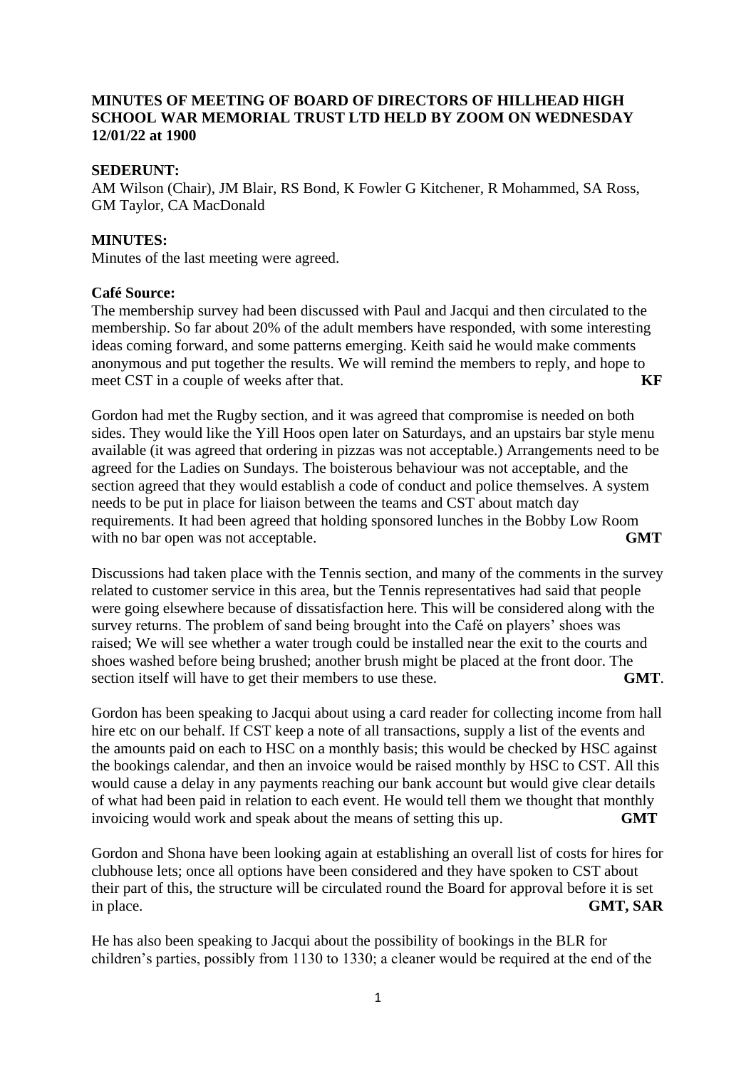**MINUTES OF MEETING OF BOARD OF DIRECTORS OF HILLHEAD HIGH SCHOOL WAR MEMORIAL TRUST LTD HELD BY ZOOM ON WEDNESDAY 12/01/22 at 1900**

**SEDERUNT:**
AM Wilson (Chair), JM Blair, RS Bond, K Fowler G Kitchener, R Mohammed, SA Ross, GM Taylor, CA MacDonald

**MINUTES:**
Minutes of the last meeting were agreed.

**Café Source:**
The membership survey had been discussed with Paul and Jacqui and then circulated to the membership. So far about 20% of the adult members have responded, with some interesting ideas coming forward, and some patterns emerging. Keith said he would make comments anonymous and put together the results. We will remind the members to reply, and hope to meet CST in a couple of weeks after that. **KF**

Gordon had met the Rugby section, and it was agreed that compromise is needed on both sides. They would like the Yill Hoos open later on Saturdays, and an upstairs bar style menu available (it was agreed that ordering in pizzas was not acceptable.) Arrangements need to be agreed for the Ladies on Sundays. The boisterous behaviour was not acceptable, and the section agreed that they would establish a code of conduct and police themselves. A system needs to be put in place for liaison between the teams and CST about match day requirements. It had been agreed that holding sponsored lunches in the Bobby Low Room with no bar open was not acceptable. **GMT**

Discussions had taken place with the Tennis section, and many of the comments in the survey related to customer service in this area, but the Tennis representatives had said that people were going elsewhere because of dissatisfaction here. This will be considered along with the survey returns. The problem of sand being brought into the Café on players' shoes was raised; We will see whether a water trough could be installed near the exit to the courts and shoes washed before being brushed; another brush might be placed at the front door. The section itself will have to get their members to use these. **GMT**.

Gordon has been speaking to Jacqui about using a card reader for collecting income from hall hire etc on our behalf. If CST keep a note of all transactions, supply a list of the events and the amounts paid on each to HSC on a monthly basis; this would be checked by HSC against the bookings calendar, and then an invoice would be raised monthly by HSC to CST. All this would cause a delay in any payments reaching our bank account but would give clear details of what had been paid in relation to each event. He would tell them we thought that monthly invoicing would work and speak about the means of setting this up. **GMT**

Gordon and Shona have been looking again at establishing an overall list of costs for hires for clubhouse lets; once all options have been considered and they have spoken to CST about their part of this, the structure will be circulated round the Board for approval before it is set in place. **GMT, SAR**

He has also been speaking to Jacqui about the possibility of bookings in the BLR for children's parties, possibly from 1130 to 1330; a cleaner would be required at the end of the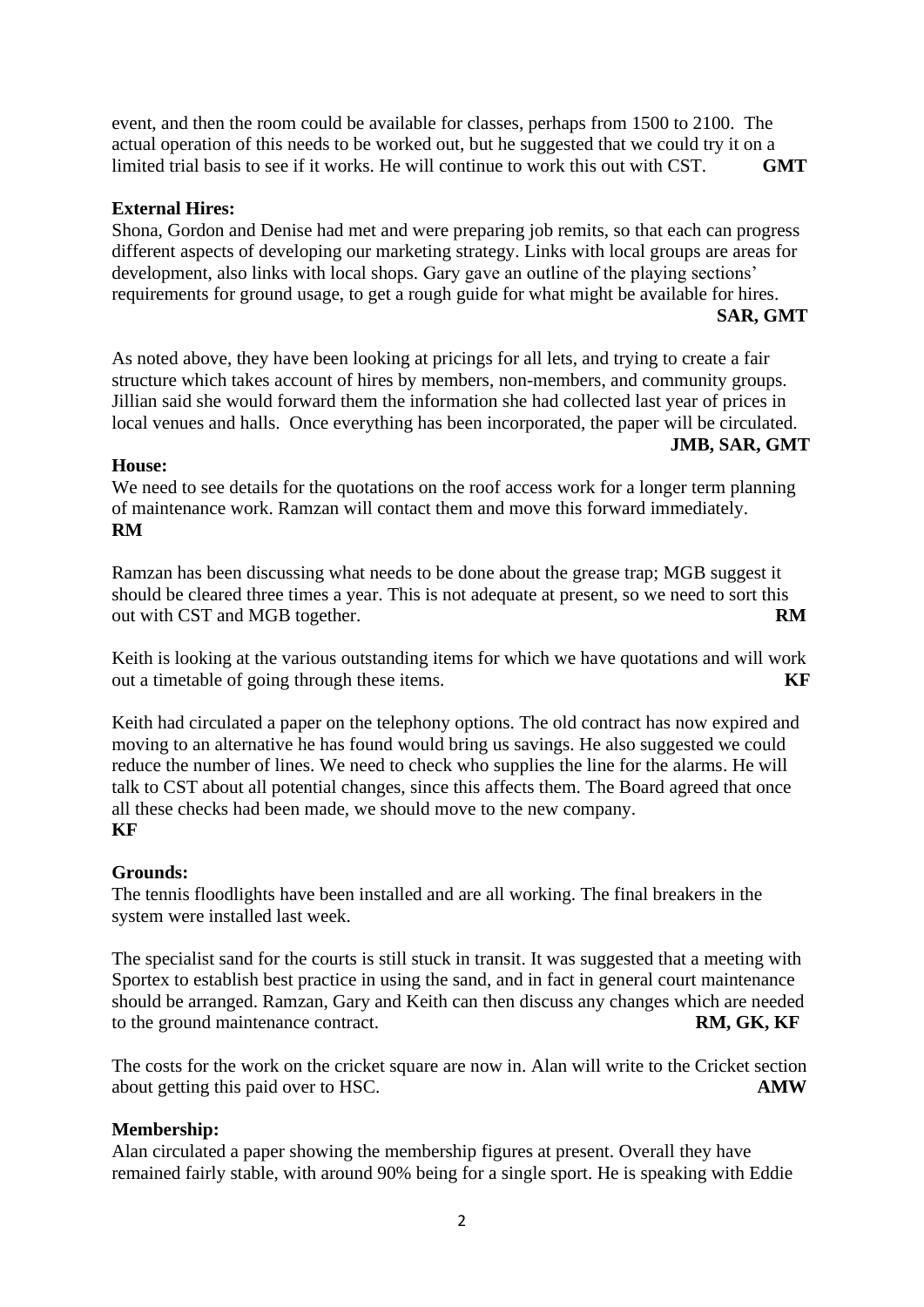event, and then the room could be available for classes, perhaps from 1500 to 2100. The actual operation of this needs to be worked out, but he suggested that we could try it on a limited trial basis to see if it works. He will continue to work this out with CST. **GMT**

**External Hires:**

Shona, Gordon and Denise had met and were preparing job remits, so that each can progress different aspects of developing our marketing strategy. Links with local groups are areas for development, also links with local shops. Gary gave an outline of the playing sections' requirements for ground usage, to get a rough guide for what might be available for hires. **SAR, GMT**

As noted above, they have been looking at pricings for all lets, and trying to create a fair structure which takes account of hires by members, non-members, and community groups. Jillian said she would forward them the information she had collected last year of prices in local venues and halls. Once everything has been incorporated, the paper will be circulated. **JMB, SAR, GMT**

**House:**

We need to see details for the quotations on the roof access work for a longer term planning of maintenance work. Ramzan will contact them and move this forward immediately. **RM**

Ramzan has been discussing what needs to be done about the grease trap; MGB suggest it should be cleared three times a year. This is not adequate at present, so we need to sort this out with CST and MGB together. **RM**

Keith is looking at the various outstanding items for which we have quotations and will work out a timetable of going through these items. **KF**

Keith had circulated a paper on the telephony options. The old contract has now expired and moving to an alternative he has found would bring us savings. He also suggested we could reduce the number of lines. We need to check who supplies the line for the alarms. He will talk to CST about all potential changes, since this affects them. The Board agreed that once all these checks had been made, we should move to the new company. **KF**

**Grounds:**

The tennis floodlights have been installed and are all working. The final breakers in the system were installed last week.

The specialist sand for the courts is still stuck in transit. It was suggested that a meeting with Sportex to establish best practice in using the sand, and in fact in general court maintenance should be arranged. Ramzan, Gary and Keith can then discuss any changes which are needed to the ground maintenance contract. **RM, GK, KF**

The costs for the work on the cricket square are now in. Alan will write to the Cricket section about getting this paid over to HSC. **AMW**

**Membership:**

Alan circulated a paper showing the membership figures at present. Overall they have remained fairly stable, with around 90% being for a single sport. He is speaking with Eddie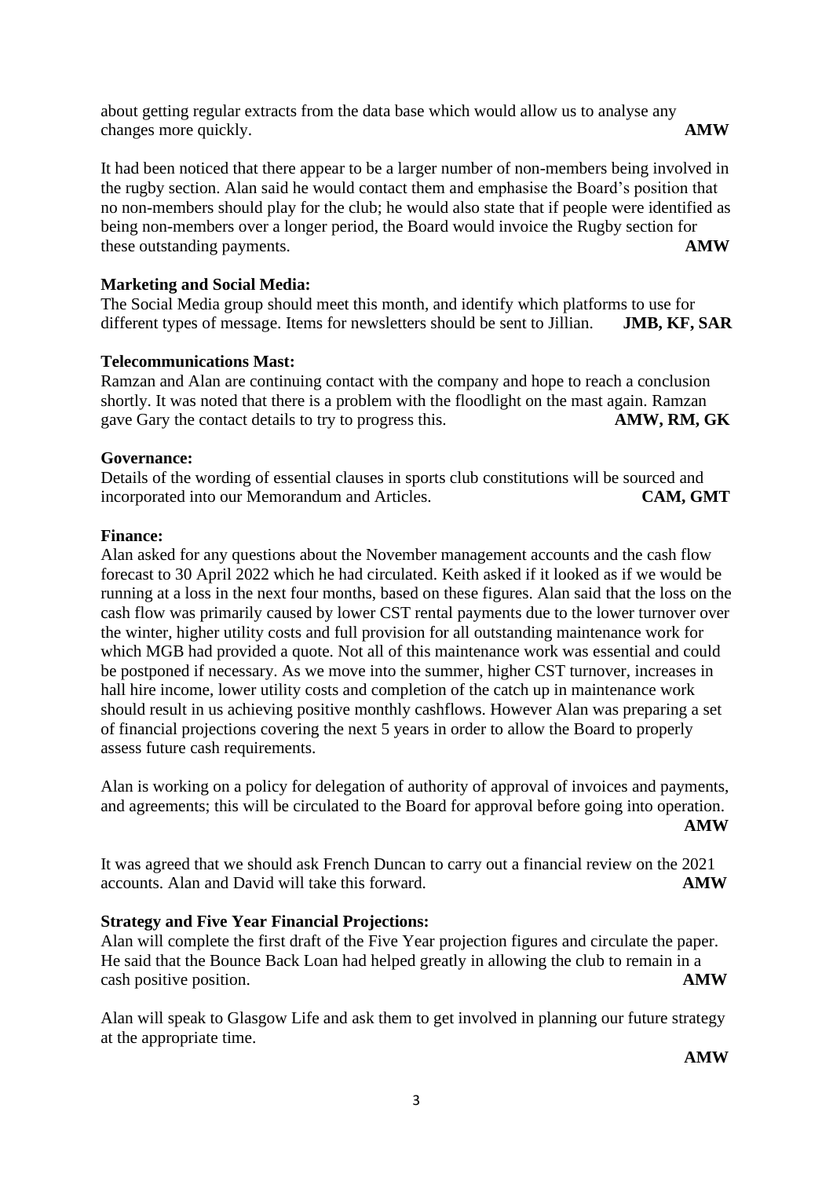about getting regular extracts from the data base which would allow us to analyse any changes more quickly. **AMW**

It had been noticed that there appear to be a larger number of non-members being involved in the rugby section. Alan said he would contact them and emphasise the Board's position that no non-members should play for the club; he would also state that if people were identified as being non-members over a longer period, the Board would invoice the Rugby section for these outstanding payments. **AMW**

**Marketing and Social Media:**
The Social Media group should meet this month, and identify which platforms to use for different types of message. Items for newsletters should be sent to Jillian. **JMB, KF, SAR**

**Telecommunications Mast:**
Ramzan and Alan are continuing contact with the company and hope to reach a conclusion shortly. It was noted that there is a problem with the floodlight on the mast again. Ramzan gave Gary the contact details to try to progress this. **AMW, RM, GK**

**Governance:**
Details of the wording of essential clauses in sports club constitutions will be sourced and incorporated into our Memorandum and Articles. **CAM, GMT**

**Finance:**
Alan asked for any questions about the November management accounts and the cash flow forecast to 30 April 2022 which he had circulated. Keith asked if it looked as if we would be running at a loss in the next four months, based on these figures. Alan said that the loss on the cash flow was primarily caused by lower CST rental payments due to the lower turnover over the winter, higher utility costs and full provision for all outstanding maintenance work for which MGB had provided a quote. Not all of this maintenance work was essential and could be postponed if necessary. As we move into the summer, higher CST turnover, increases in hall hire income, lower utility costs and completion of the catch up in maintenance work should result in us achieving positive monthly cashflows. However Alan was preparing a set of financial projections covering the next 5 years in order to allow the Board to properly assess future cash requirements.

Alan is working on a policy for delegation of authority of approval of invoices and payments, and agreements; this will be circulated to the Board for approval before going into operation. **AMW**

It was agreed that we should ask French Duncan to carry out a financial review on the 2021 accounts. Alan and David will take this forward. **AMW**

**Strategy and Five Year Financial Projections:**
Alan will complete the first draft of the Five Year projection figures and circulate the paper. He said that the Bounce Back Loan had helped greatly in allowing the club to remain in a cash positive position. **AMW**

Alan will speak to Glasgow Life and ask them to get involved in planning our future strategy at the appropriate time. **AMW**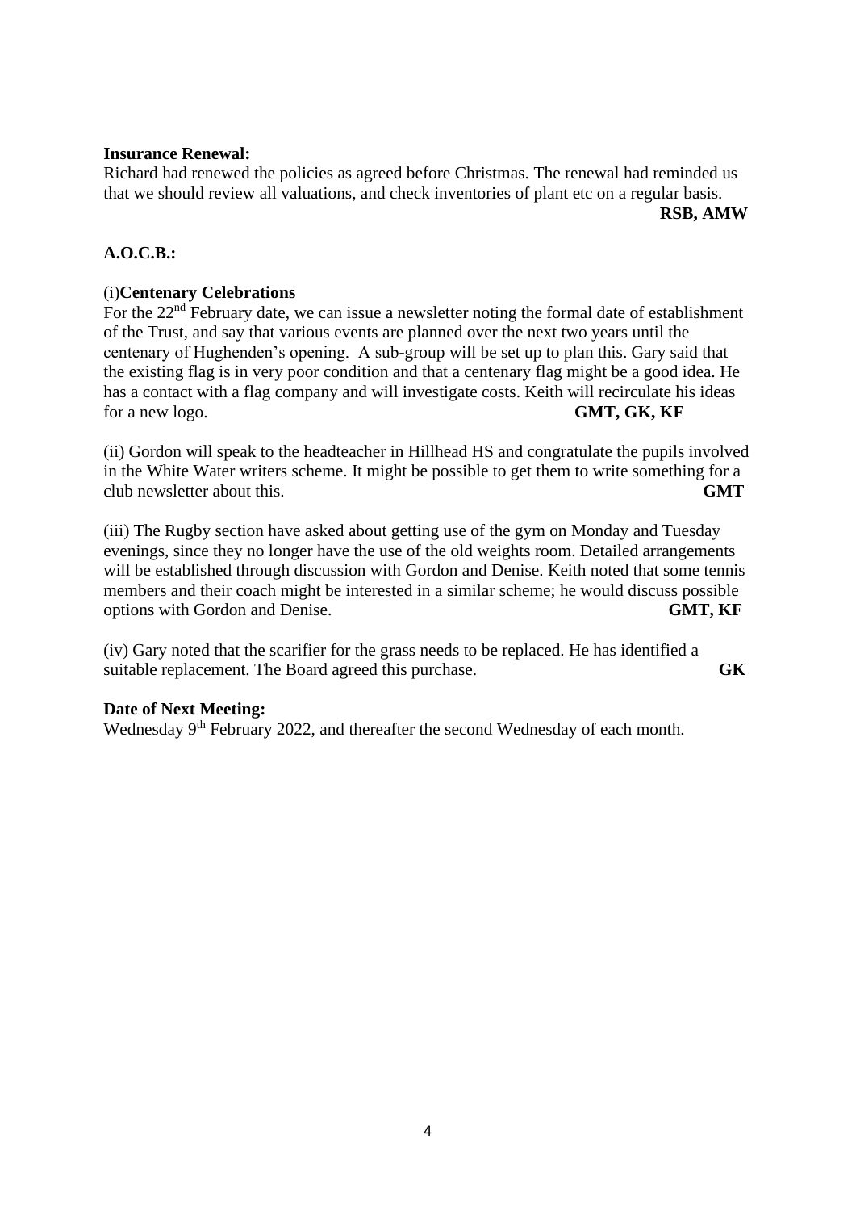**Insurance Renewal:**
Richard had renewed the policies as agreed before Christmas. The renewal had reminded us that we should review all valuations, and check inventories of plant etc on a regular basis.
**RSB, AMW**

**A.O.C.B.:**

(i)**Centenary Celebrations**
For the 22nd February date, we can issue a newsletter noting the formal date of establishment of the Trust, and say that various events are planned over the next two years until the centenary of Hughenden's opening. A sub-group will be set up to plan this. Gary said that the existing flag is in very poor condition and that a centenary flag might be a good idea. He has a contact with a flag company and will investigate costs. Keith will recirculate his ideas for a new logo. **GMT, GK, KF**

(ii) Gordon will speak to the headteacher in Hillhead HS and congratulate the pupils involved in the White Water writers scheme. It might be possible to get them to write something for a club newsletter about this. **GMT**

(iii) The Rugby section have asked about getting use of the gym on Monday and Tuesday evenings, since they no longer have the use of the old weights room. Detailed arrangements will be established through discussion with Gordon and Denise. Keith noted that some tennis members and their coach might be interested in a similar scheme; he would discuss possible options with Gordon and Denise. **GMT, KF**

(iv) Gary noted that the scarifier for the grass needs to be replaced. He has identified a suitable replacement. The Board agreed this purchase. **GK**

**Date of Next Meeting:**
Wednesday 9th February 2022, and thereafter the second Wednesday of each month.